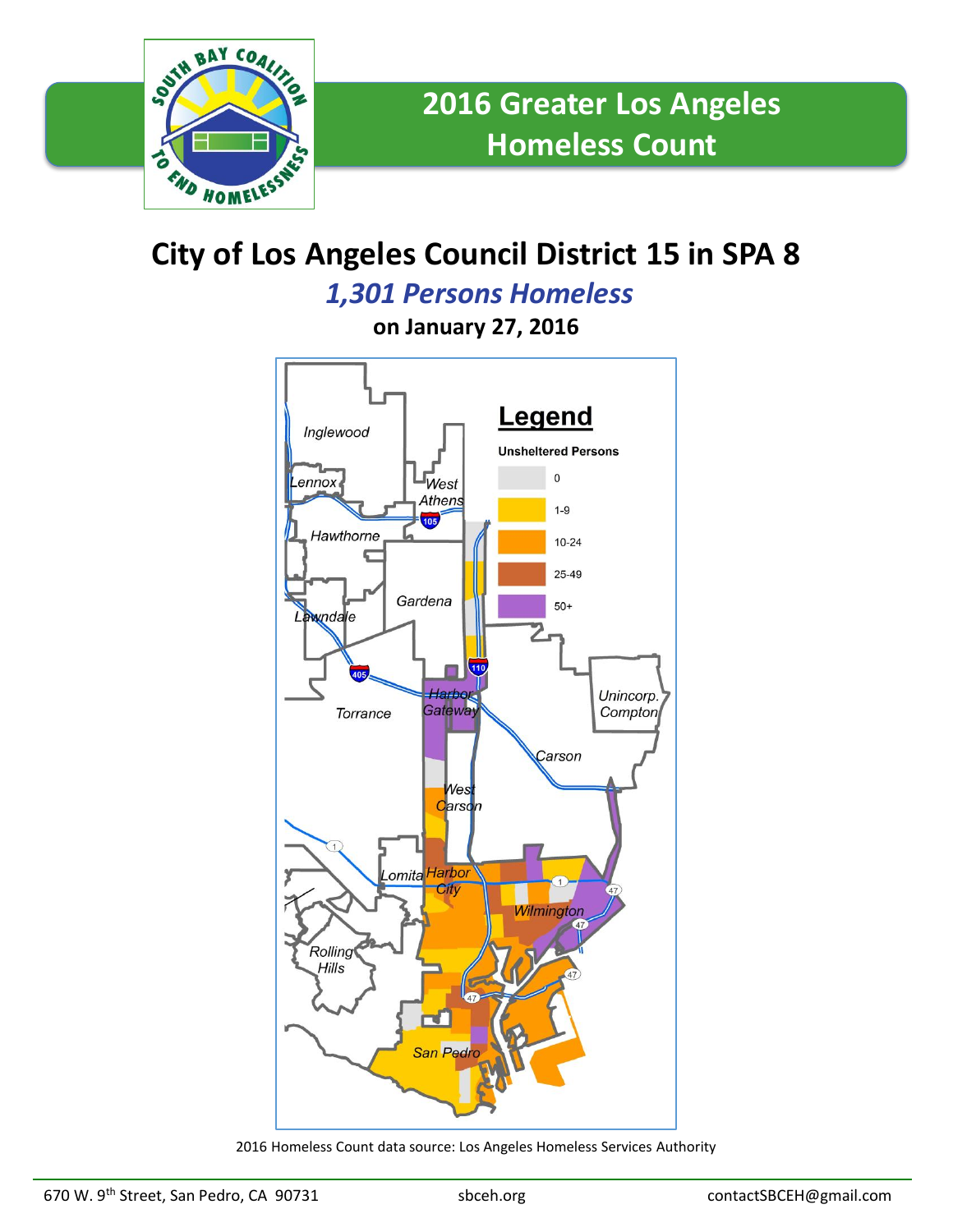# 2016 Greater Los Angeles Homeless Count

## City of Los Angeles Council District 15 in SPA 8

### *1,301 Persons Homeless*

**on January 27, 2016**

**Legend**

**Unsheltered Persons**

- 0
- 1-9
- 10-24
- 25-49
- 50+

Inglewood, Lennox, West Athens, Hawthorne, Gardena, Lawndale, Torrance, Harbor Gateway, Unincorp. Compton, Carson, West Carson, Lomita, Harbor City, Wilmington, Rolling Hills, San Pedro

2016 Homeless Count data source: Los Angeles Homeless Services Authority

670 W. 9th Street, San Pedro, CA 90731 | sbceh.org | contactSBCEH@gmail.com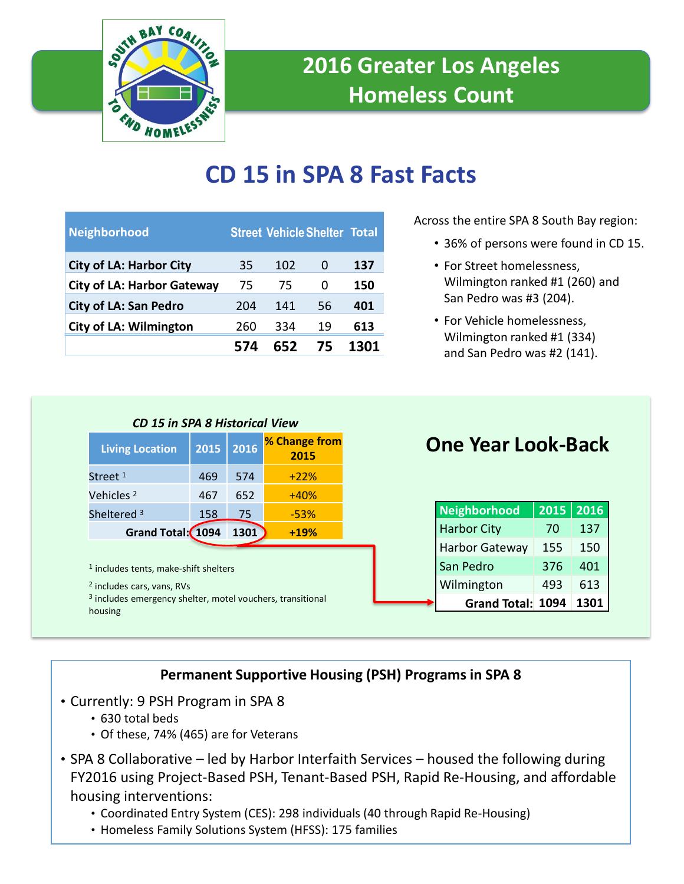# 2016 Greater Los Angeles Homeless Count

## CD 15 in SPA 8 Fast Facts

| Neighborhood | Street | Vehicle | Shelter | Total |
|---|---|---|---|---|
| City of LA: Harbor City | 35 | 102 | 0 | **137** |
| City of LA: Harbor Gateway | 75 | 75 | 0 | **150** |
| City of LA: San Pedro | 204 | 141 | 56 | **401** |
| City of LA: Wilmington | 260 | 334 | 19 | **613** |
| | **574** | **652** | **75** | **1301** |

Across the entire SPA 8 South Bay region:

- 36% of persons were found in CD 15.
- For Street homelessness, Wilmington ranked #1 (260) and San Pedro was #3 (204).
- For Vehicle homelessness, Wilmington ranked #1 (334) and San Pedro was #2 (141).

*CD 15 in SPA 8 Historical View*

| Living Location | 2015 | 2016 | % Change from 2015 |
|---|---|---|---|
| Street [1] | 469 | 574 | +22% |
| Vehicles [2] | 467 | 652 | +40% |
| Sheltered [3] | 158 | 75 | -53% |
| **Grand Total:** | **1094** | **1301** | **+19%** |

[1] includes tents, make-shift shelters

[2] includes cars, vans, RVs

[3] includes emergency shelter, motel vouchers, transitional housing

## One Year Look-Back

| Neighborhood | 2015 | 2016 |
|---|---|---|
| Harbor City | 70 | 137 |
| Harbor Gateway | 155 | 150 |
| San Pedro | 376 | 401 |
| Wilmington | 493 | 613 |
| **Grand Total:** | **1094** | **1301** |

### Permanent Supportive Housing (PSH) Programs in SPA 8

- Currently: 9 PSH Program in SPA 8
  - 630 total beds
  - Of these, 74% (465) are for Veterans
- SPA 8 Collaborative – led by Harbor Interfaith Services – housed the following during FY2016 using Project-Based PSH, Tenant-Based PSH, Rapid Re-Housing, and affordable housing interventions:
  - Coordinated Entry System (CES): 298 individuals (40 through Rapid Re-Housing)
  - Homeless Family Solutions System (HFSS): 175 families